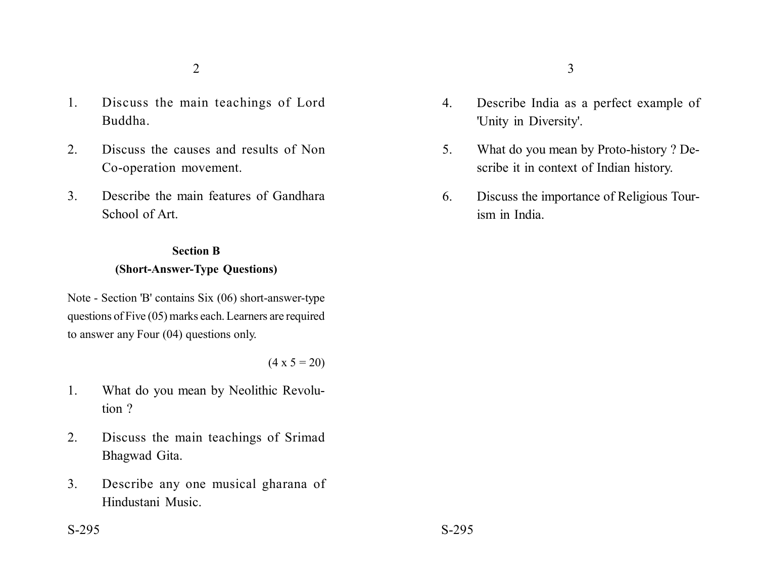1. Discuss the main teachings of Lord Buddha.

2. Discuss the causes and results of Non Co-operation movement.

3. Describe the main features of Gandhara School of Art.

## Section B
### (Short-Answer-Type Questions)

Note - Section 'B' contains Six (06) short-answer-type questions of Five (05) marks each. Learners are required to answer any Four (04) questions only.

(4 x 5 = 20)

1. What do you mean by Neolithic Revolution ?

2. Discuss the main teachings of Srimad Bhagwad Gita.

3. Describe any one musical gharana of Hindustani Music.

4. Describe India as a perfect example of 'Unity in Diversity'.

5. What do you mean by Proto-history ? Describe it in context of Indian history.

6. Discuss the importance of Religious Tourism in India.

S-295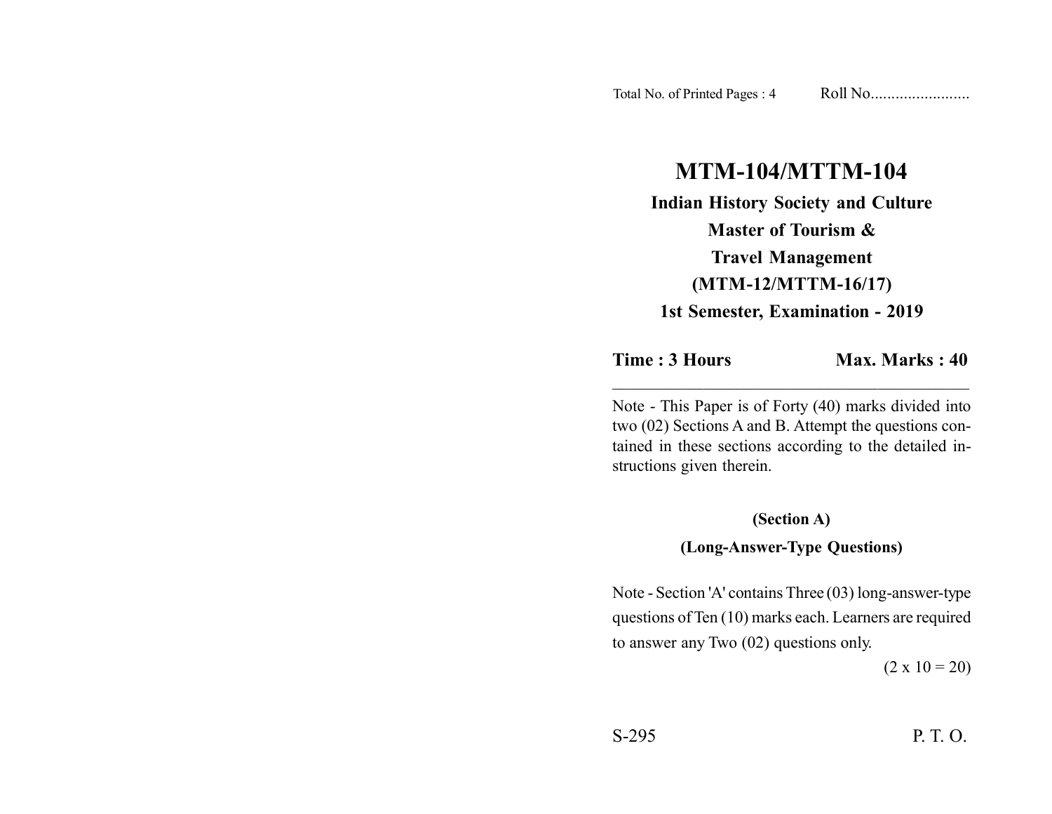Total No. of Printed Pages : 4 Roll No.......................

# MTM-104/MTTM-104

## Indian History Society and Culture

## Master of Tourism & Travel Management

## (MTM-12/MTTM-16/17)

## 1st Semester, Examination - 2019

**Time : 3 Hours** **Max. Marks : 40**

---

Note - This Paper is of Forty (40) marks divided into two (02) Sections A and B. Attempt the questions contained in these sections according to the detailed instructions given therein.

### (Section A)

### (Long-Answer-Type Questions)

Note - Section 'A' contains Three (03) long-answer-type questions of Ten (10) marks each. Learners are required to answer any Two (02) questions only.

(2 x 10 = 20)

S-295 P. T. O.